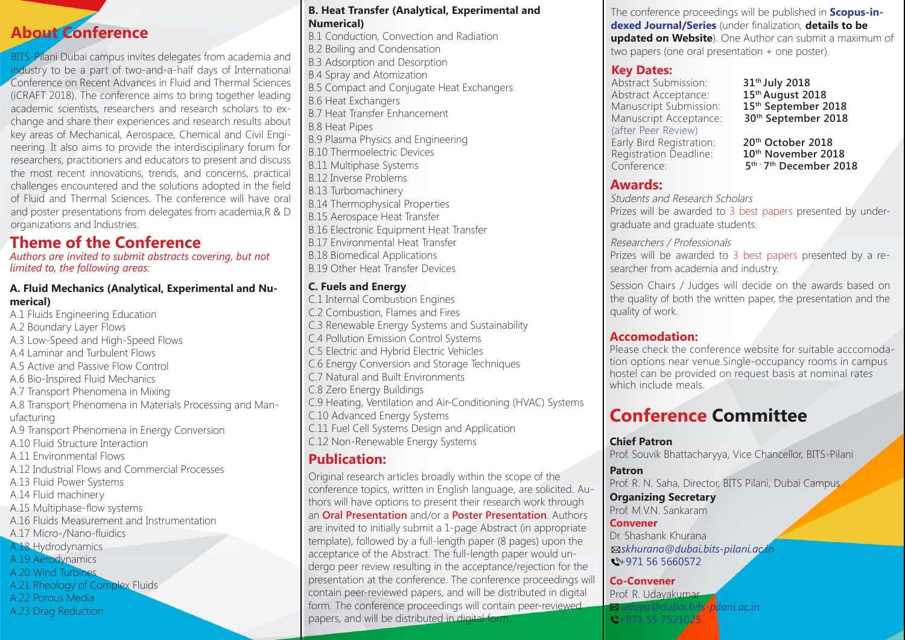## About Conference

BITS-Pilani Dubai campus invites delegates from academia and industry to be a part of two-and-a-half days of International Conference on Recent Advances in Fluid and Thermal Sciences (iCRAFT 2018). The conference aims to bring together leading academic scientists, researchers and research scholars to exchange and share their experiences and research results about key areas of Mechanical, Aerospace, Chemical and Civil Engineering. It also aims to provide the interdisciplinary forum for researchers, practitioners and educators to present and discuss the most recent innovations, trends, and concerns, practical challenges encountered and the solutions adopted in the field of Fluid and Thermal Sciences. The conference will have oral and poster presentations from delegates from academia,R & D organizations and Industries.

## Theme of the Conference

*Authors are invited to submit abstracts covering, but not limited to, the following areas:*

**A. Fluid Mechanics (Analytical, Experimental and Numerical)**

A.1 Fluids Engineering Education
A.2 Boundary Layer Flows
A.3 Low-Speed and High-Speed Flows
A.4 Laminar and Turbulent Flows
A.5 Active and Passive Flow Control
A.6 Bio-Inspired Fluid Mechanics
A.7 Transport Phenomena in Mixing
A.8 Transport Phenomena in Materials Processing and Manufacturing
A.9 Transport Phenomena in Energy Conversion
A.10 Fluid Structure Interaction
A.11 Environmental Flows
A.12 Industrial Flows and Commercial Processes
A.13 Fluid Power Systems
A.14 Fluid machinery
A.15 Multiphase-flow systems
A.16 Fluids Measurement and Instrumentation
A.17 Micro-/Nano-fluidics
A.18 Hydrodynamics
A.19 Aerodynamics
A.20 Wind Turbines
A.21 Rheology of Complex Fluids
A.22 Porous Media
A.23 Drag Reduction

**B. Heat Transfer (Analytical, Experimental and Numerical)**

B.1 Conduction, Convection and Radiation
B.2 Boiling and Condensation
B.3 Adsorption and Desorption
B.4 Spray and Atomization
B.5 Compact and Conjugate Heat Exchangers
B.6 Heat Exchangers
B.7 Heat Transfer Enhancement
B.8 Heat Pipes
B.9 Plasma Physics and Engineering
B.10 Thermoelectric Devices
B.11 Multiphase Systems
B.12 Inverse Problems
B.13 Turbomachinery
B.14 Thermophysical Properties
B.15 Aerospace Heat Transfer
B.16 Electronic Equipment Heat Transfer
B.17 Environmental Heat Transfer
B.18 Biomedical Applications
B.19 Other Heat Transfer Devices

**C. Fuels and Energy**

C.1 Internal Combustion Engines
C.2 Combustion, Flames and Fires
C.3 Renewable Energy Systems and Sustainability
C.4 Pollution Emission Control Systems
C.5 Electric and Hybrid Electric Vehicles
C.6 Energy Conversion and Storage Techniques
C.7 Natural and Built Environments
C.8 Zero Energy Buildings
C.9 Heating, Ventilation and Air-Conditioning (HVAC) Systems
C.10 Advanced Energy Systems
C.11 Fuel Cell Systems Design and Application
C.12 Non-Renewable Energy Systems

## Publication:

Original research articles broadly within the scope of the conference topics, written in English language, are solicited. Authors will have options to present their research work through an **Oral Presentation** and/or a **Poster Presentation**. Authors are invited to initially submit a 1-page Abstract (in appropriate template), followed by a full-length paper (8 pages) upon the acceptance of the Abstract. The full-length paper would undergo peer review resulting in the acceptance/rejection for the presentation at the conference. The conference proceedings will contain peer-reviewed papers, and will be distributed in digital form. The conference proceedings will contain peer-reviewed papers, and will be distributed in digital form.

The conference proceedings will be published in **Scopus-indexed Journal/Series** (under finalization, **details to be updated on Website**). One Author can submit a maximum of two papers (one oral presentation + one poster).

## Key Dates:

| | |
|---|---|
| Abstract Submission: | **31st July 2018** |
| Abstract Acceptance: | **15th August 2018** |
| Manuscript Submission: | **15th September 2018** |
| Manuscript Acceptance: (after Peer Review) | **30th September 2018** |
| Early Bird Registration: | **20th October 2018** |
| Registration Deadline: | **10th November 2018** |
| Conference: | **5th - 7th December 2018** |

## Awards:

*Students and Research Scholars*

Prizes will be awarded to 3 best papers presented by undergraduate and graduate students.

*Researchers / Professionals*

Prizes will be awarded to 3 best papers presented by a researcher from academia and industry.

Session Chairs / Judges will decide on the awards based on the quality of both the written paper, the presentation and the quality of work.

## Accomodation:

Please check the conference website for suitable acccomodation options near venue.Single-occupancy rooms in campus hostel can be provided on request basis at nominal rates which include meals.

## Conference Committee

**Chief Patron**
Prof. Souvik Bhattacharyya, Vice Chancellor, BITS-Pilani

**Patron**
Prof. R. N. Saha, Director, BITS Pilani, Dubai Campus

**Organizing Secretary**
Prof. M.V.N. Sankaram

**Convener**
Dr. Shashank Khurana
*skhurana@dubai.bits-pilani.ac.in*
+971 56 5660572

**Co-Convener**
Prof. R. Udayakumar
*udaya@dubai.bits-pilani.ac.in*
+971 55 7521025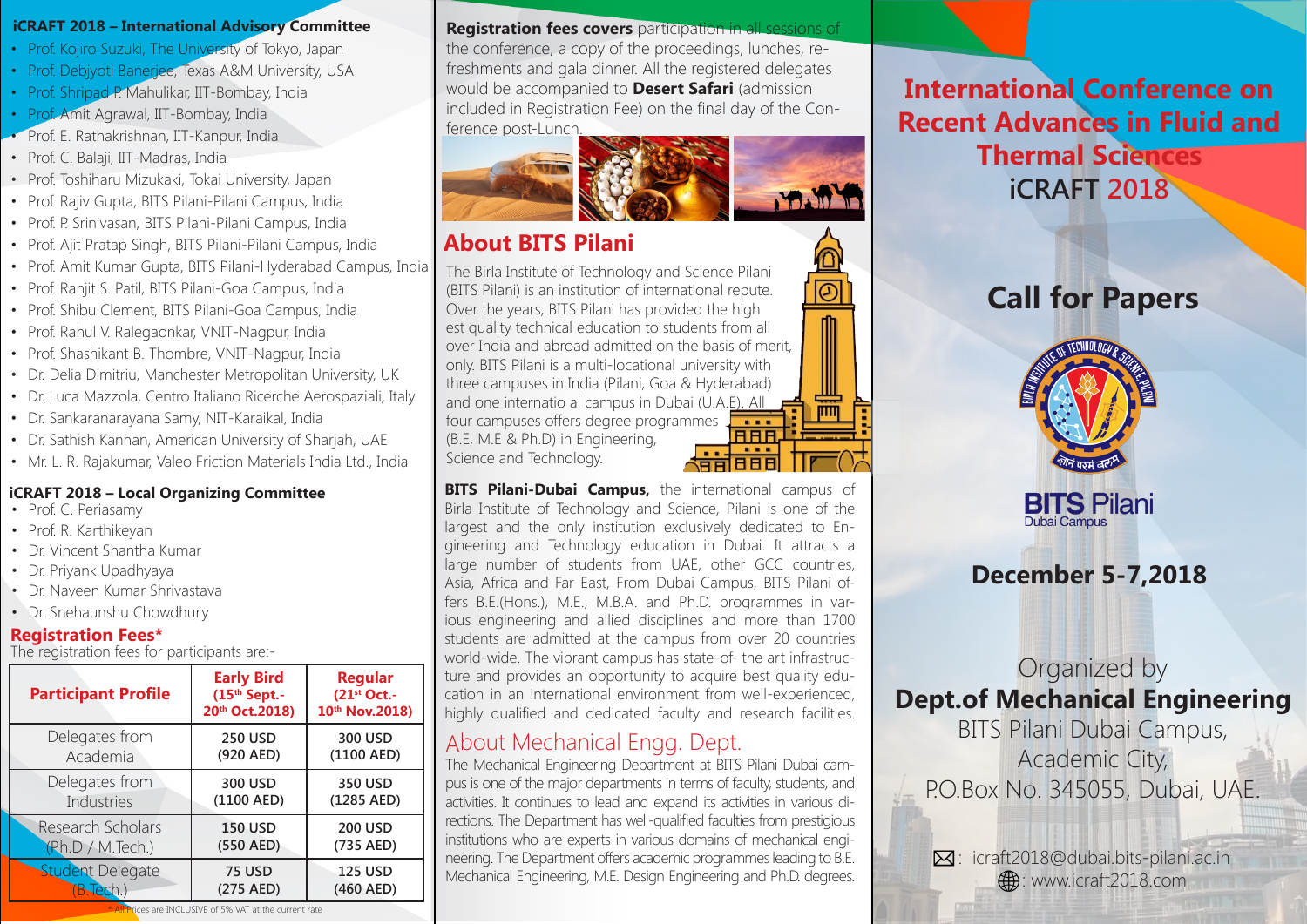## iCRAFT 2018 – International Advisory Committee

- Prof. Kojiro Suzuki, The University of Tokyo, Japan
- Prof. Debjyoti Banerjee, Texas A&M University, USA
- Prof. Shripad P. Mahulikar, IIT-Bombay, India
- Prof. Amit Agrawal, IIT-Bombay, India
- Prof. E. Rathakrishnan, IIT-Kanpur, India
- Prof. C. Balaji, IIT-Madras, India
- Prof. Toshiharu Mizukaki, Tokai University, Japan
- Prof. Rajiv Gupta, BITS Pilani-Pilani Campus, India
- Prof. P. Srinivasan, BITS Pilani-Pilani Campus, India
- Prof. Ajit Pratap Singh, BITS Pilani-Pilani Campus, India
- Prof. Amit Kumar Gupta, BITS Pilani-Hyderabad Campus, India
- Prof. Ranjit S. Patil, BITS Pilani-Goa Campus, India
- Prof. Shibu Clement, BITS Pilani-Goa Campus, India
- Prof. Rahul V. Ralegaonkar, VNIT-Nagpur, India
- Prof. Shashikant B. Thombre, VNIT-Nagpur, India
- Dr. Delia Dimitriu, Manchester Metropolitan University, UK
- Dr. Luca Mazzola, Centro Italiano Ricerche Aerospaziali, Italy
- Dr. Sankaranarayana Samy, NIT-Karaikal, India
- Dr. Sathish Kannan, American University of Sharjah, UAE
- Mr. L. R. Rajakumar, Valeo Friction Materials India Ltd., India

## iCRAFT 2018 – Local Organizing Committee

- Prof. C. Periasamy
- Prof. R. Karthikeyan
- Dr. Vincent Shantha Kumar
- Dr. Priyank Upadhyaya
- Dr. Naveen Kumar Shrivastava
- Dr. Snehaunshu Chowdhury

## Registration Fees*

The registration fees for participants are:-

| Participant Profile | Early Bird (15th Sept.- 20th Oct.2018) | Regular (21st Oct.- 10th Nov.2018) |
|---|---|---|
| Delegates from Academia | 250 USD (920 AED) | 300 USD (1100 AED) |
| Delegates from Industries | 300 USD (1100 AED) | 350 USD (1285 AED) |
| Research Scholars (Ph.D / M.Tech.) | 150 USD (550 AED) | 200 USD (735 AED) |
| Student Delegate (B.Tech.) | 75 USD (275 AED) | 125 USD (460 AED) |

* All Prices are INCLUSIVE of 5% VAT at the current rate

**Registration fees covers** participation in all sessions of the conference, a copy of the proceedings, lunches, refreshments and gala dinner. All the registered delegates would be accompanied to **Desert Safari** (admission included in Registration Fee) on the final day of the Conference post-Lunch.

## About BITS Pilani

The Birla Institute of Technology and Science Pilani (BITS Pilani) is an institution of international repute. Over the years, BITS Pilani has provided the highest quality technical education to students from all over India and abroad admitted on the basis of merit, only. BITS Pilani is a multi-locational university with three campuses in India (Pilani, Goa & Hyderabad) and one internatio al campus in Dubai (U.A.E). All four campuses offers degree programmes (B.E, M.E & Ph.D) in Engineering, Science and Technology.

**BITS Pilani-Dubai Campus,** the international campus of Birla Institute of Technology and Science, Pilani is one of the largest and the only institution exclusively dedicated to Engineering and Technology education in Dubai. It attracts a large number of students from UAE, other GCC countries, Asia, Africa and Far East, From Dubai Campus, BITS Pilani offers B.E.(Hons.), M.E., M.B.A. and Ph.D. programmes in various engineering and allied disciplines and more than 1700 students are admitted at the campus from over 20 countries world-wide. The vibrant campus has state-of- the art infrastructure and provides an opportunity to acquire best quality education in an international environment from well-experienced, highly qualified and dedicated faculty and research facilities.

## About Mechanical Engg. Dept.

The Mechanical Engineering Department at BITS Pilani Dubai campus is one of the major departments in terms of faculty, students, and activities. It continues to lead and expand its activities in various directions. The Department has well-qualified faculties from prestigious institutions who are experts in various domains of mechanical engineering. The Department offers academic programmes leading to B.E. Mechanical Engineering, M.E. Design Engineering and Ph.D. degrees.

# International Conference on Recent Advances in Fluid and Thermal Sciences

# iCRAFT 2018

# Call for Papers

BITS Pilani
Dubai Campus

## December 5-7,2018

Organized by
**Dept.of Mechanical Engineering**
BITS Pilani Dubai Campus,
Academic City,
P.O.Box No. 345055, Dubai, UAE.

: icraft2018@dubai.bits-pilani.ac.in
: www.icraft2018.com